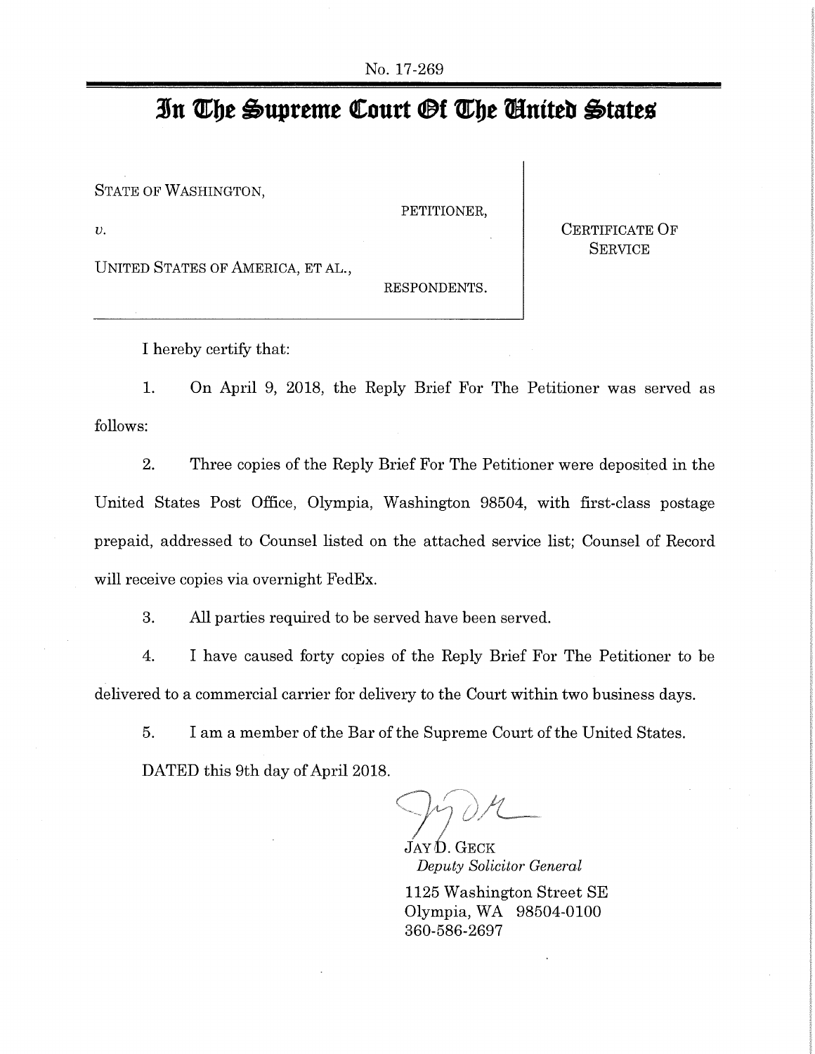No. 17-269

# In The Supreme Court Of The United States

| | |
|---|---|
| STATE OF WASHINGTON,<br>PETITIONER,<br>*v.*<br>UNITED STATES OF AMERICA, ET AL.,<br>RESPONDENTS. | CERTIFICATE OF SERVICE |

I hereby certify that:

1. On April 9, 2018, the Reply Brief For The Petitioner was served as follows:

2. Three copies of the Reply Brief For The Petitioner were deposited in the United States Post Office, Olympia, Washington 98504, with first-class postage prepaid, addressed to Counsel listed on the attached service list; Counsel of Record will receive copies via overnight FedEx.

3. All parties required to be served have been served.

4. I have caused forty copies of the Reply Brief For The Petitioner to be delivered to a commercial carrier for delivery to the Court within two business days.

5. I am a member of the Bar of the Supreme Court of the United States.

DATED this 9th day of April 2018.

JAY D. GECK
*Deputy Solicitor General*
1125 Washington Street SE
Olympia, WA 98504-0100
360-586-2697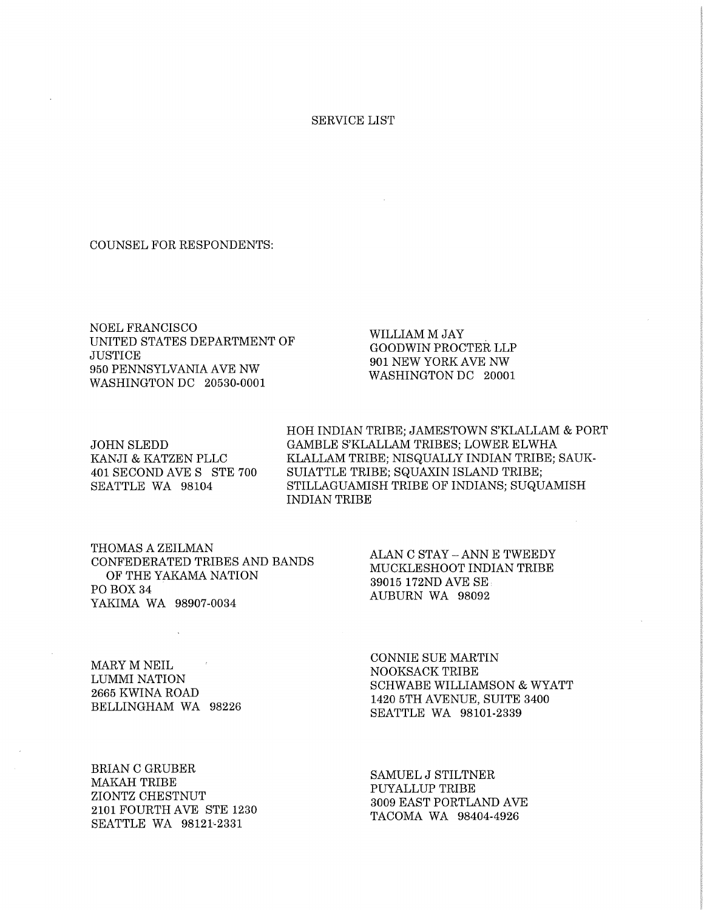# SERVICE LIST

COUNSEL FOR RESPONDENTS:

NOEL FRANCISCO
UNITED STATES DEPARTMENT OF JUSTICE
950 PENNSYLVANIA AVE NW
WASHINGTON DC 20530-0001

WILLIAM M JAY
GOODWIN PROCTER LLP
901 NEW YORK AVE NW
WASHINGTON DC 20001

JOHN SLEDD
KANJI & KATZEN PLLC
401 SECOND AVE S STE 700
SEATTLE WA 98104

HOH INDIAN TRIBE; JAMESTOWN S'KLALLAM & PORT GAMBLE S'KLALLAM TRIBES; LOWER ELWHA KLALLAM TRIBE; NISQUALLY INDIAN TRIBE; SAUK-SUIATTLE TRIBE; SQUAXIN ISLAND TRIBE; STILLAGUAMISH TRIBE OF INDIANS; SUQUAMISH INDIAN TRIBE

THOMAS A ZEILMAN
CONFEDERATED TRIBES AND BANDS OF THE YAKAMA NATION
PO BOX 34
YAKIMA WA 98907-0034

ALAN C STAY – ANN E TWEEDY
MUCKLESHOOT INDIAN TRIBE
39015 172ND AVE SE
AUBURN WA 98092

MARY M NEIL
LUMMI NATION
2665 KWINA ROAD
BELLINGHAM WA 98226

CONNIE SUE MARTIN
NOOKSACK TRIBE
SCHWABE WILLIAMSON & WYATT
1420 5TH AVENUE, SUITE 3400
SEATTLE WA 98101-2339

BRIAN C GRUBER
MAKAH TRIBE
ZIONTZ CHESTNUT
2101 FOURTH AVE STE 1230
SEATTLE WA 98121-2331

SAMUEL J STILTNER
PUYALLUP TRIBE
3009 EAST PORTLAND AVE
TACOMA WA 98404-4926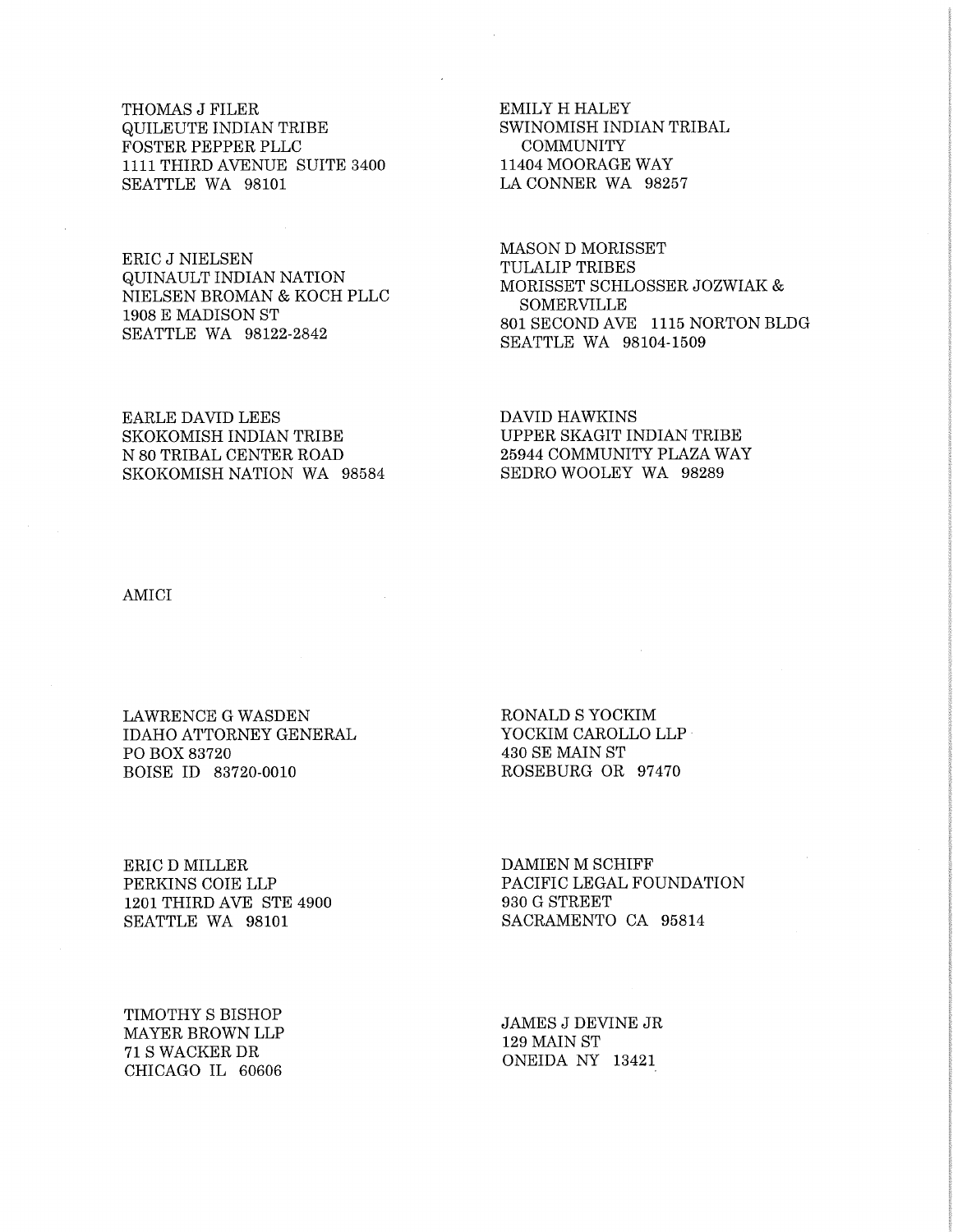THOMAS J FILER
QUILEUTE INDIAN TRIBE
FOSTER PEPPER PLLC
1111 THIRD AVENUE SUITE 3400
SEATTLE WA 98101

EMILY H HALEY
SWINOMISH INDIAN TRIBAL COMMUNITY
11404 MOORAGE WAY
LA CONNER WA 98257

ERIC J NIELSEN
QUINAULT INDIAN NATION
NIELSEN BROMAN & KOCH PLLC
1908 E MADISON ST
SEATTLE WA 98122-2842

MASON D MORISSET
TULALIP TRIBES
MORISSET SCHLOSSER JOZWIAK & SOMERVILLE
801 SECOND AVE 1115 NORTON BLDG
SEATTLE WA 98104-1509

EARLE DAVID LEES
SKOKOMISH INDIAN TRIBE
N 80 TRIBAL CENTER ROAD
SKOKOMISH NATION WA 98584

DAVID HAWKINS
UPPER SKAGIT INDIAN TRIBE
25944 COMMUNITY PLAZA WAY
SEDRO WOOLEY WA 98289

AMICI

LAWRENCE G WASDEN
IDAHO ATTORNEY GENERAL
PO BOX 83720
BOISE ID 83720-0010

RONALD S YOCKIM
YOCKIM CAROLLO LLP
430 SE MAIN ST
ROSEBURG OR 97470

ERIC D MILLER
PERKINS COIE LLP
1201 THIRD AVE STE 4900
SEATTLE WA 98101

DAMIEN M SCHIFF
PACIFIC LEGAL FOUNDATION
930 G STREET
SACRAMENTO CA 95814

TIMOTHY S BISHOP
MAYER BROWN LLP
71 S WACKER DR
CHICAGO IL 60606

JAMES J DEVINE JR
129 MAIN ST
ONEIDA NY 13421